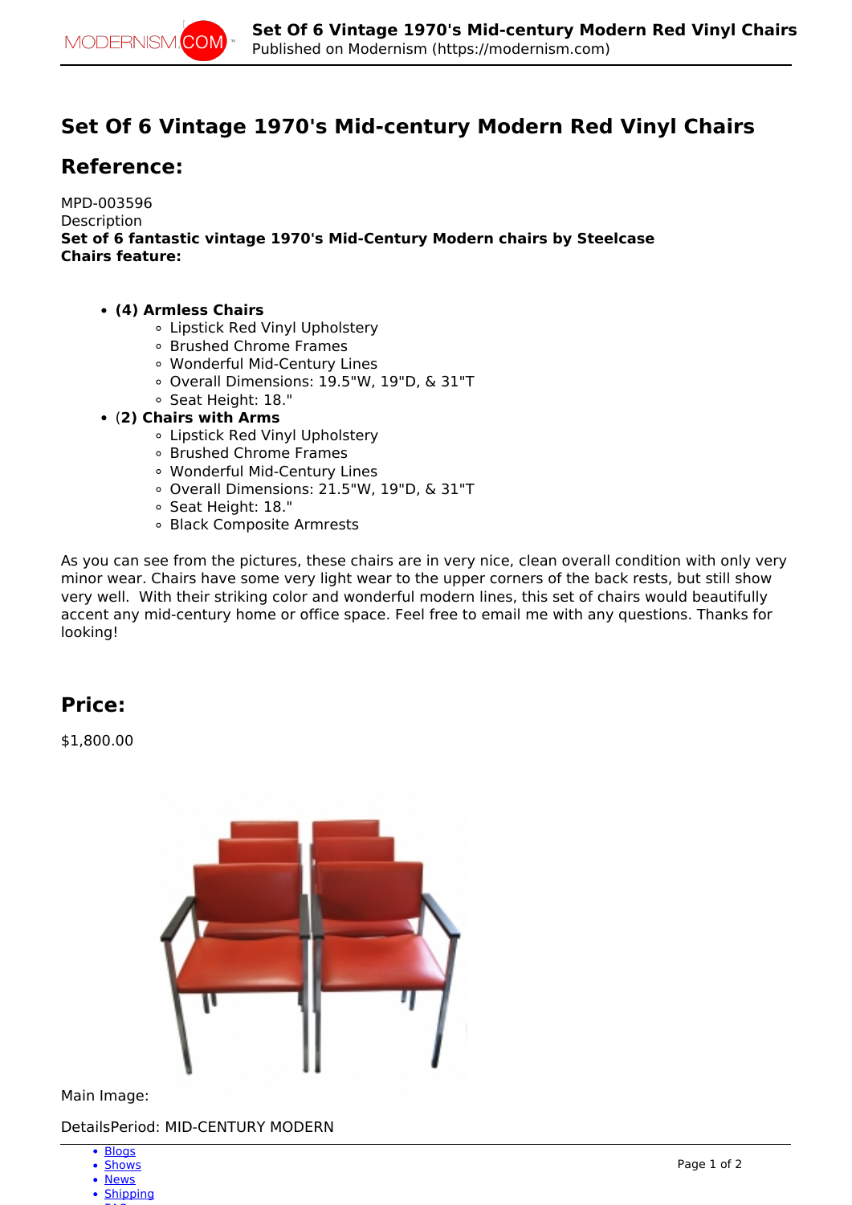# Set Of 6 Vintage 1970's Mid-century Modern Red Vinyl Chairs

## Reference:

MPD-003596
Description
**Set of 6 fantastic vintage 1970's Mid-Century Modern chairs by Steelcase**
**Chairs feature:**

- **(4) Armless Chairs**
  - Lipstick Red Vinyl Upholstery
  - Brushed Chrome Frames
  - Wonderful Mid-Century Lines
  - Overall Dimensions: 19.5"W, 19"D, & 31"T
  - Seat Height: 18."
- (**2) Chairs with Arms**
  - Lipstick Red Vinyl Upholstery
  - Brushed Chrome Frames
  - Wonderful Mid-Century Lines
  - Overall Dimensions: 21.5"W, 19"D, & 31"T
  - Seat Height: 18."
  - Black Composite Armrests

As you can see from the pictures, these chairs are in very nice, clean overall condition with only very minor wear. Chairs have some very light wear to the upper corners of the back rests, but still show very well. With their striking color and wonderful modern lines, this set of chairs would beautifully accent any mid-century home or office space. Feel free to email me with any questions. Thanks for looking!

## Price:

$1,800.00

Main Image:

DetailsPeriod: MID-CENTURY MODERN

- Blogs
- Shows
- News
- Shipping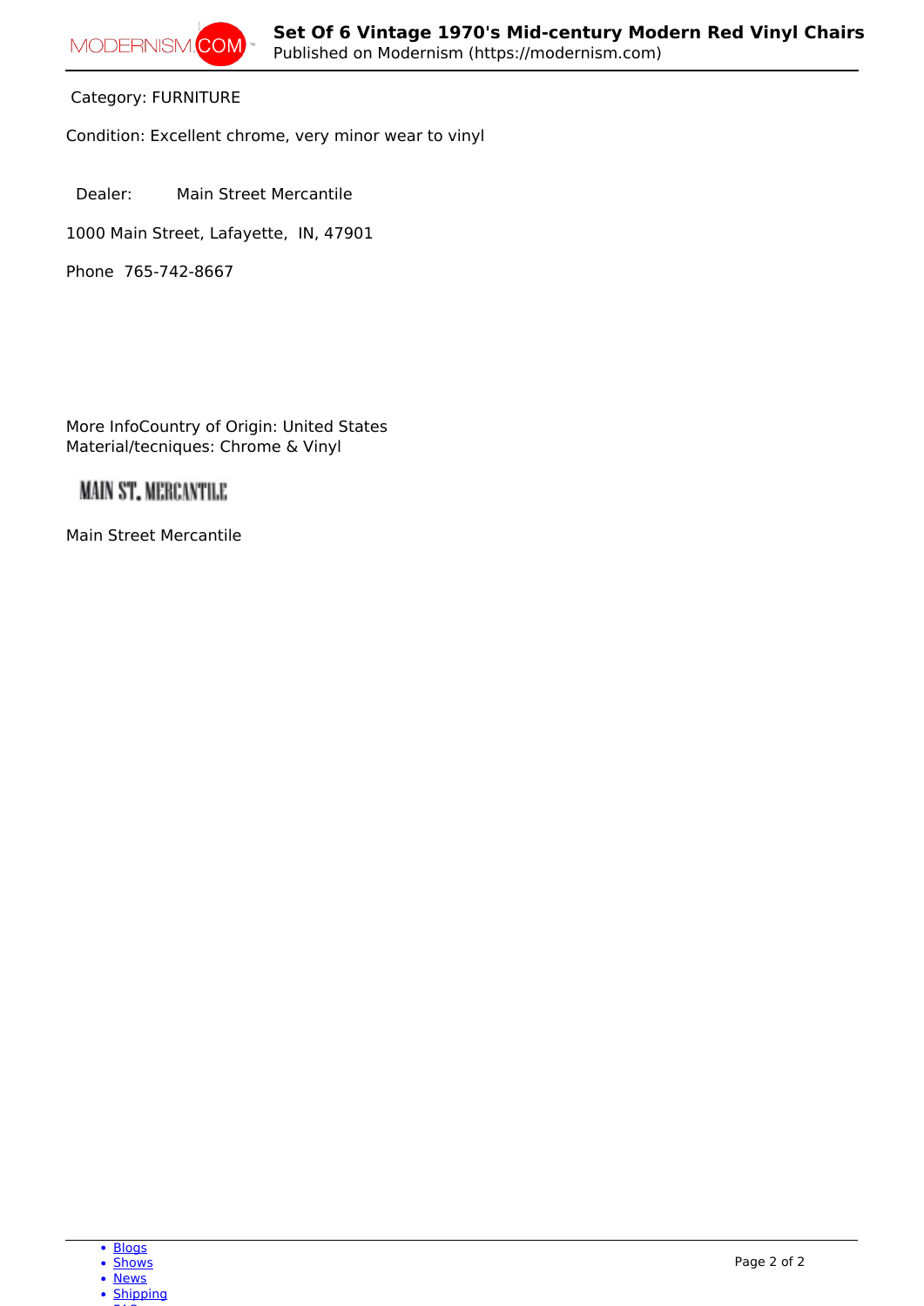Category: FURNITURE

Condition: Excellent chrome, very minor wear to vinyl

Dealer: Main Street Mercantile

1000 Main Street, Lafayette, IN, 47901

Phone 765-742-8667

More InfoCountry of Origin: United States
Material/tecniques: Chrome & Vinyl

MAIN ST. MERCANTILE

Main Street Mercantile

- Blogs
- Shows
- News
- Shipping